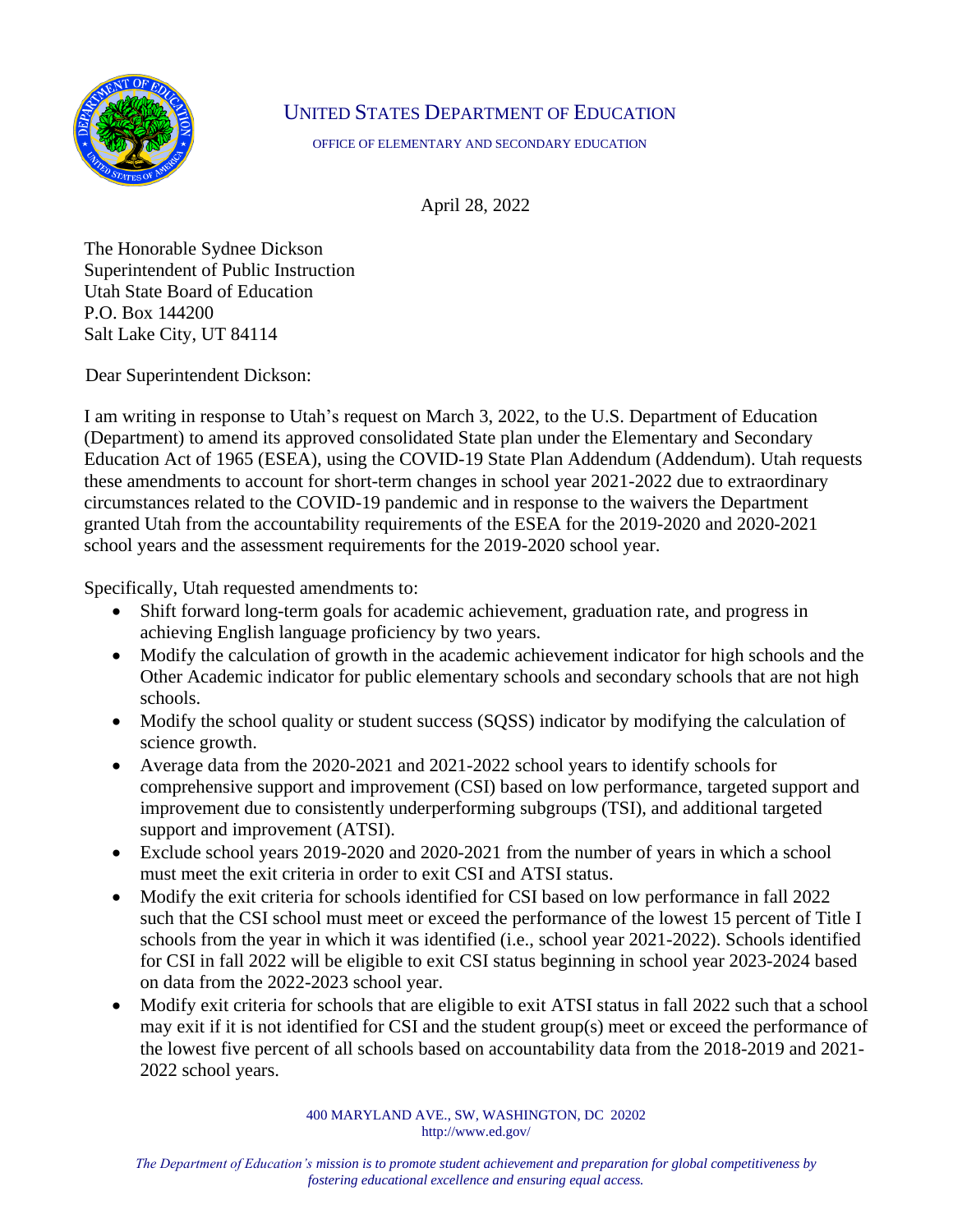UNITED STATES DEPARTMENT OF EDUCATION

OFFICE OF ELEMENTARY AND SECONDARY EDUCATION

April 28, 2022

The Honorable Sydnee Dickson
Superintendent of Public Instruction
Utah State Board of Education
P.O. Box 144200
Salt Lake City, UT 84114

Dear Superintendent Dickson:

I am writing in response to Utah's request on March 3, 2022, to the U.S. Department of Education (Department) to amend its approved consolidated State plan under the Elementary and Secondary Education Act of 1965 (ESEA), using the COVID-19 State Plan Addendum (Addendum). Utah requests these amendments to account for short-term changes in school year 2021-2022 due to extraordinary circumstances related to the COVID-19 pandemic and in response to the waivers the Department granted Utah from the accountability requirements of the ESEA for the 2019-2020 and 2020-2021 school years and the assessment requirements for the 2019-2020 school year.

Specifically, Utah requested amendments to:

- Shift forward long-term goals for academic achievement, graduation rate, and progress in achieving English language proficiency by two years.
- Modify the calculation of growth in the academic achievement indicator for high schools and the Other Academic indicator for public elementary schools and secondary schools that are not high schools.
- Modify the school quality or student success (SQSS) indicator by modifying the calculation of science growth.
- Average data from the 2020-2021 and 2021-2022 school years to identify schools for comprehensive support and improvement (CSI) based on low performance, targeted support and improvement due to consistently underperforming subgroups (TSI), and additional targeted support and improvement (ATSI).
- Exclude school years 2019-2020 and 2020-2021 from the number of years in which a school must meet the exit criteria in order to exit CSI and ATSI status.
- Modify the exit criteria for schools identified for CSI based on low performance in fall 2022 such that the CSI school must meet or exceed the performance of the lowest 15 percent of Title I schools from the year in which it was identified (i.e., school year 2021-2022). Schools identified for CSI in fall 2022 will be eligible to exit CSI status beginning in school year 2023-2024 based on data from the 2022-2023 school year.
- Modify exit criteria for schools that are eligible to exit ATSI status in fall 2022 such that a school may exit if it is not identified for CSI and the student group(s) meet or exceed the performance of the lowest five percent of all schools based on accountability data from the 2018-2019 and 2021-2022 school years.

400 MARYLAND AVE., SW, WASHINGTON, DC 20202
http://www.ed.gov/

*The Department of Education's mission is to promote student achievement and preparation for global competitiveness by fostering educational excellence and ensuring equal access.*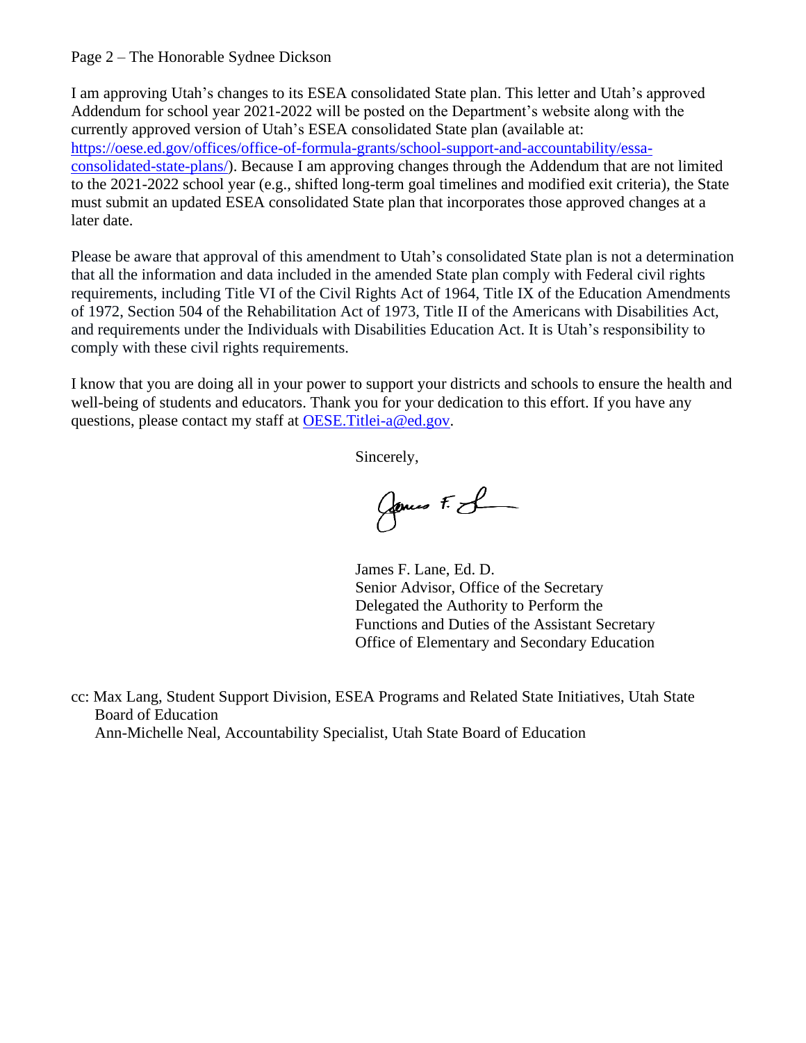I am approving Utah's changes to its ESEA consolidated State plan. This letter and Utah's approved Addendum for school year 2021-2022 will be posted on the Department's website along with the currently approved version of Utah's ESEA consolidated State plan (available at: https://oese.ed.gov/offices/office-of-formula-grants/school-support-and-accountability/essa-consolidated-state-plans/). Because I am approving changes through the Addendum that are not limited to the 2021-2022 school year (e.g., shifted long-term goal timelines and modified exit criteria), the State must submit an updated ESEA consolidated State plan that incorporates those approved changes at a later date.

Please be aware that approval of this amendment to Utah's consolidated State plan is not a determination that all the information and data included in the amended State plan comply with Federal civil rights requirements, including Title VI of the Civil Rights Act of 1964, Title IX of the Education Amendments of 1972, Section 504 of the Rehabilitation Act of 1973, Title II of the Americans with Disabilities Act, and requirements under the Individuals with Disabilities Education Act. It is Utah's responsibility to comply with these civil rights requirements.

I know that you are doing all in your power to support your districts and schools to ensure the health and well-being of students and educators. Thank you for your dedication to this effort. If you have any questions, please contact my staff at OESE.Titlei-a@ed.gov.

Sincerely,

James F. Lane, Ed. D.
Senior Advisor, Office of the Secretary
Delegated the Authority to Perform the
Functions and Duties of the Assistant Secretary
Office of Elementary and Secondary Education

cc: Max Lang, Student Support Division, ESEA Programs and Related State Initiatives, Utah State Board of Education
Ann-Michelle Neal, Accountability Specialist, Utah State Board of Education